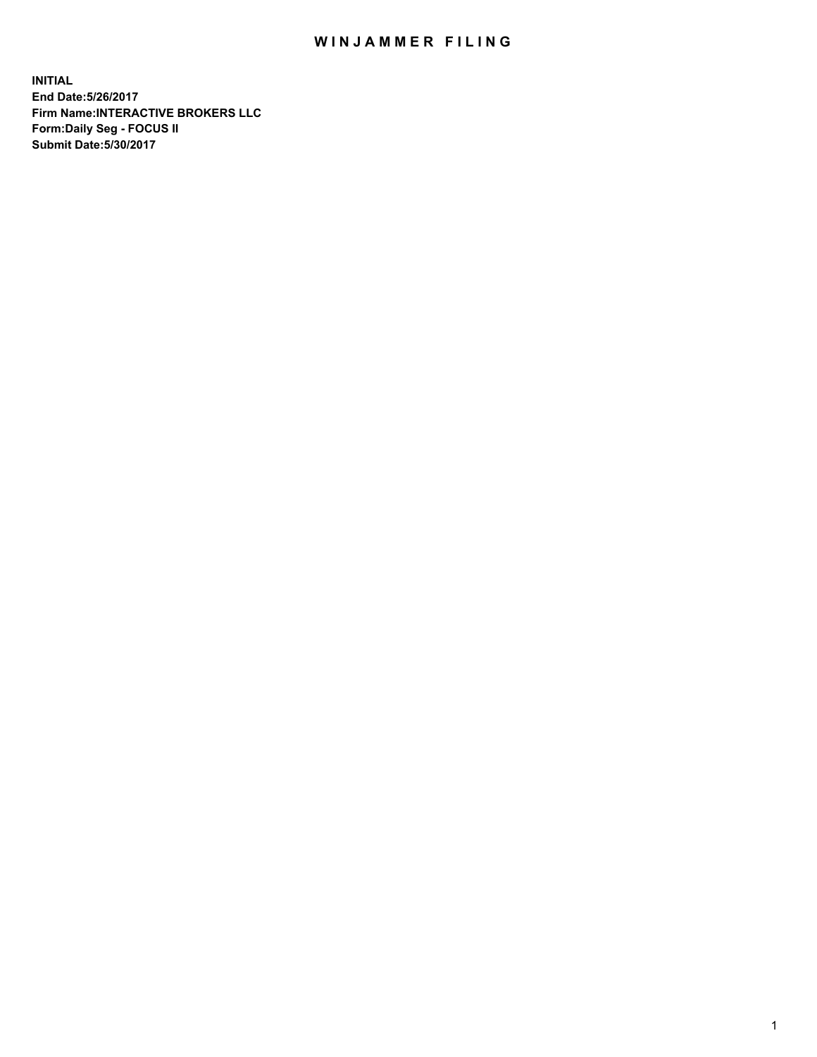# WINJAMMER FILING

**INITIAL**
**End Date:5/26/2017**
**Firm Name:INTERACTIVE BROKERS LLC**
**Form:Daily Seg - FOCUS II**
**Submit Date:5/30/2017**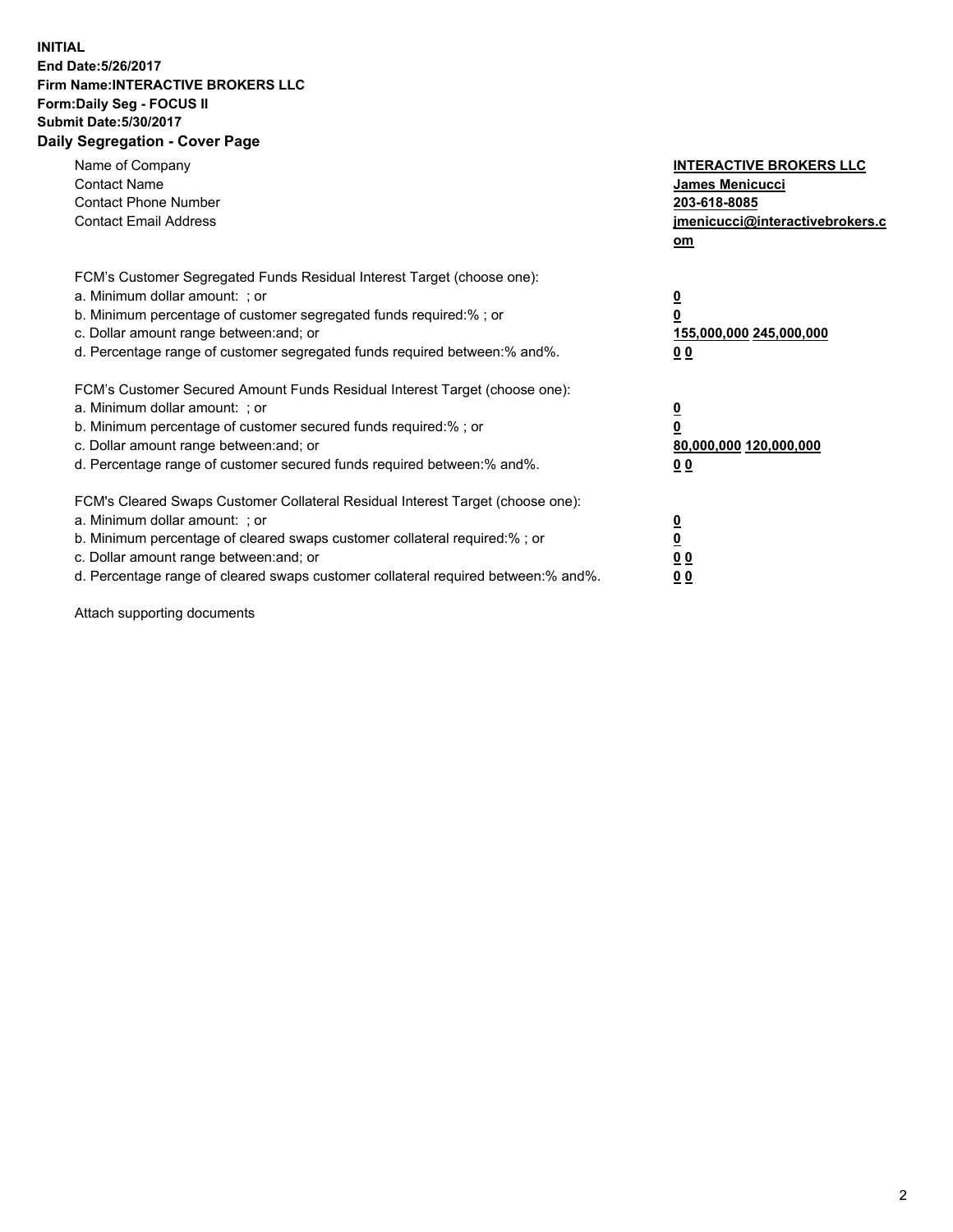**INITIAL**
**End Date:5/26/2017**
**Firm Name:INTERACTIVE BROKERS LLC**
**Form:Daily Seg - FOCUS II**
**Submit Date:5/30/2017**
**Daily Segregation - Cover Page**

| | |
|---|---|
| Name of Company | **INTERACTIVE BROKERS LLC** |
| Contact Name | **James Menicucci** |
| Contact Phone Number | **203-618-8085** |
| Contact Email Address | **jmenicucci@interactivebrokers.com** |

FCM's Customer Segregated Funds Residual Interest Target (choose one):

| | |
|---|---|
| a. Minimum dollar amount: ; or | **0** |
| b. Minimum percentage of customer segregated funds required:% ; or | **0** |
| c. Dollar amount range between:and; or | **155,000,000 245,000,000** |
| d. Percentage range of customer segregated funds required between:% and%. | **0 0** |

FCM's Customer Secured Amount Funds Residual Interest Target (choose one):

| | |
|---|---|
| a. Minimum dollar amount: ; or | **0** |
| b. Minimum percentage of customer secured funds required:% ; or | **0** |
| c. Dollar amount range between:and; or | **80,000,000 120,000,000** |
| d. Percentage range of customer secured funds required between:% and%. | **0 0** |

FCM's Cleared Swaps Customer Collateral Residual Interest Target (choose one):

| | |
|---|---|
| a. Minimum dollar amount: ; or | **0** |
| b. Minimum percentage of cleared swaps customer collateral required:% ; or | **0** |
| c. Dollar amount range between:and; or | **0 0** |
| d. Percentage range of cleared swaps customer collateral required between:% and%. | **0 0** |

Attach supporting documents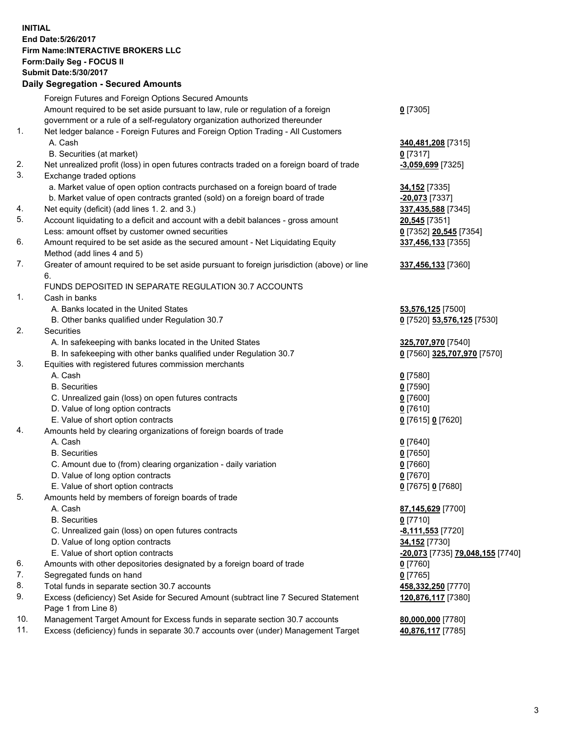**INITIAL**
**End Date:5/26/2017**
**Firm Name:INTERACTIVE BROKERS LLC**
**Form:Daily Seg - FOCUS II**
**Submit Date:5/30/2017**

## Daily Segregation - Secured Amounts

| | | |
|---|---|---|
| | Foreign Futures and Foreign Options Secured Amounts | |
| | Amount required to be set aside pursuant to law, rule or regulation of a foreign government or a rule of a self-regulatory organization authorized thereunder | **0** [7305] |
| 1. | Net ledger balance - Foreign Futures and Foreign Option Trading - All Customers | |
| | A. Cash | **340,481,208** [7315] |
| | B. Securities (at market) | **0** [7317] |
| 2. | Net unrealized profit (loss) in open futures contracts traded on a foreign board of trade | **-3,059,699** [7325] |
| 3. | Exchange traded options | |
| | a. Market value of open option contracts purchased on a foreign board of trade | **34,152** [7335] |
| | b. Market value of open contracts granted (sold) on a foreign board of trade | **-20,073** [7337] |
| 4. | Net equity (deficit) (add lines 1. 2. and 3.) | **337,435,588** [7345] |
| 5. | Account liquidating to a deficit and account with a debit balances - gross amount | **20,545** [7351] |
| | Less: amount offset by customer owned securities | **0** [7352] **20,545** [7354] |
| 6. | Amount required to be set aside as the secured amount - Net Liquidating Equity Method (add lines 4 and 5) | **337,456,133** [7355] |
| 7. | Greater of amount required to be set aside pursuant to foreign jurisdiction (above) or line 6. | **337,456,133** [7360] |
| | FUNDS DEPOSITED IN SEPARATE REGULATION 30.7 ACCOUNTS | |
| 1. | Cash in banks | |
| | A. Banks located in the United States | **53,576,125** [7500] |
| | B. Other banks qualified under Regulation 30.7 | **0** [7520] **53,576,125** [7530] |
| 2. | Securities | |
| | A. In safekeeping with banks located in the United States | **325,707,970** [7540] |
| | B. In safekeeping with other banks qualified under Regulation 30.7 | **0** [7560] **325,707,970** [7570] |
| 3. | Equities with registered futures commission merchants | |
| | A. Cash | **0** [7580] |
| | B. Securities | **0** [7590] |
| | C. Unrealized gain (loss) on open futures contracts | **0** [7600] |
| | D. Value of long option contracts | **0** [7610] |
| | E. Value of short option contracts | **0** [7615] **0** [7620] |
| 4. | Amounts held by clearing organizations of foreign boards of trade | |
| | A. Cash | **0** [7640] |
| | B. Securities | **0** [7650] |
| | C. Amount due to (from) clearing organization - daily variation | **0** [7660] |
| | D. Value of long option contracts | **0** [7670] |
| | E. Value of short option contracts | **0** [7675] **0** [7680] |
| 5. | Amounts held by members of foreign boards of trade | |
| | A. Cash | **87,145,629** [7700] |
| | B. Securities | **0** [7710] |
| | C. Unrealized gain (loss) on open futures contracts | **-8,111,553** [7720] |
| | D. Value of long option contracts | **34,152** [7730] |
| | E. Value of short option contracts | **-20,073** [7735] **79,048,155** [7740] |
| 6. | Amounts with other depositories designated by a foreign board of trade | **0** [7760] |
| 7. | Segregated funds on hand | **0** [7765] |
| 8. | Total funds in separate section 30.7 accounts | **458,332,250** [7770] |
| 9. | Excess (deficiency) Set Aside for Secured Amount (subtract line 7 Secured Statement Page 1 from Line 8) | **120,876,117** [7380] |
| 10. | Management Target Amount for Excess funds in separate section 30.7 accounts | **80,000,000** [7780] |
| 11. | Excess (deficiency) funds in separate 30.7 accounts over (under) Management Target | **40,876,117** [7785] |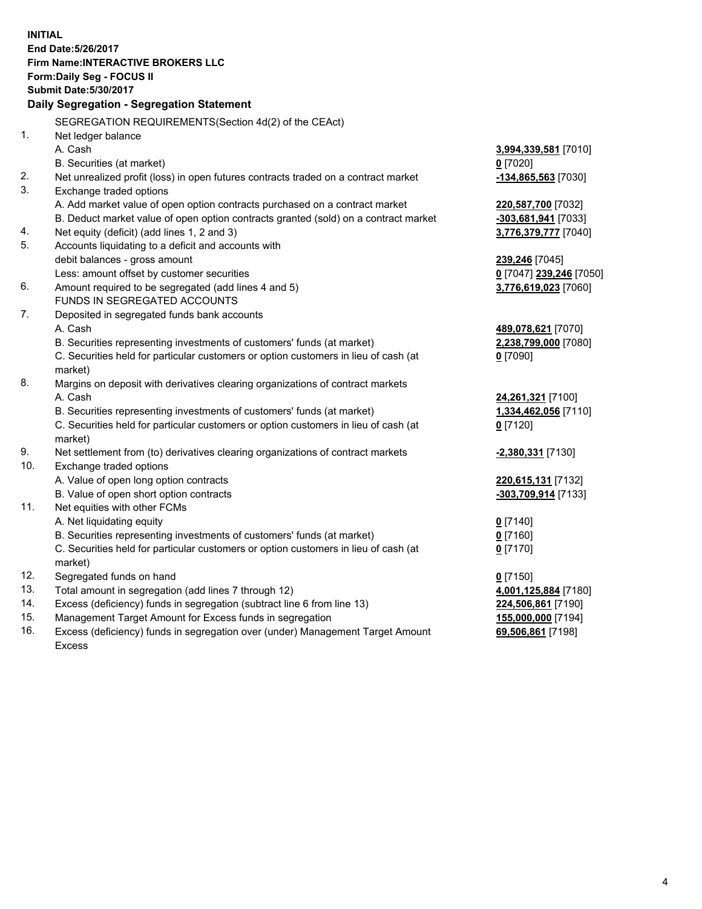**INITIAL**
**End Date:5/26/2017**
**Firm Name:INTERACTIVE BROKERS LLC**
**Form:Daily Seg - FOCUS II**
**Submit Date:5/30/2017**

### Daily Segregation - Segregation Statement

SEGREGATION REQUIREMENTS(Section 4d(2) of the CEAct)

| | | |
|---|---|---|
| 1. | Net ledger balance | |
| | A. Cash | **3,994,339,581** [7010] |
| | B. Securities (at market) | **0** [7020] |
| 2. | Net unrealized profit (loss) in open futures contracts traded on a contract market | **-134,865,563** [7030] |
| 3. | Exchange traded options | |
| | A. Add market value of open option contracts purchased on a contract market | **220,587,700** [7032] |
| | B. Deduct market value of open option contracts granted (sold) on a contract market | **-303,681,941** [7033] |
| 4. | Net equity (deficit) (add lines 1, 2 and 3) | **3,776,379,777** [7040] |
| 5. | Accounts liquidating to a deficit and accounts with debit balances - gross amount | **239,246** [7045] |
| | Less: amount offset by customer securities | **0** [7047] **239,246** [7050] |
| 6. | Amount required to be segregated (add lines 4 and 5) | **3,776,619,023** [7060] |
| | FUNDS IN SEGREGATED ACCOUNTS | |
| 7. | Deposited in segregated funds bank accounts | |
| | A. Cash | **489,078,621** [7070] |
| | B. Securities representing investments of customers' funds (at market) | **2,238,799,000** [7080] |
| | C. Securities held for particular customers or option customers in lieu of cash (at market) | **0** [7090] |
| 8. | Margins on deposit with derivatives clearing organizations of contract markets | |
| | A. Cash | **24,261,321** [7100] |
| | B. Securities representing investments of customers' funds (at market) | **1,334,462,056** [7110] |
| | C. Securities held for particular customers or option customers in lieu of cash (at market) | **0** [7120] |
| 9. | Net settlement from (to) derivatives clearing organizations of contract markets | **-2,380,331** [7130] |
| 10. | Exchange traded options | |
| | A. Value of open long option contracts | **220,615,131** [7132] |
| | B. Value of open short option contracts | **-303,709,914** [7133] |
| 11. | Net equities with other FCMs | |
| | A. Net liquidating equity | **0** [7140] |
| | B. Securities representing investments of customers' funds (at market) | **0** [7160] |
| | C. Securities held for particular customers or option customers in lieu of cash (at market) | **0** [7170] |
| 12. | Segregated funds on hand | **0** [7150] |
| 13. | Total amount in segregation (add lines 7 through 12) | **4,001,125,884** [7180] |
| 14. | Excess (deficiency) funds in segregation (subtract line 6 from line 13) | **224,506,861** [7190] |
| 15. | Management Target Amount for Excess funds in segregation | **155,000,000** [7194] |
| 16. | Excess (deficiency) funds in segregation over (under) Management Target Amount Excess | **69,506,861** [7198] |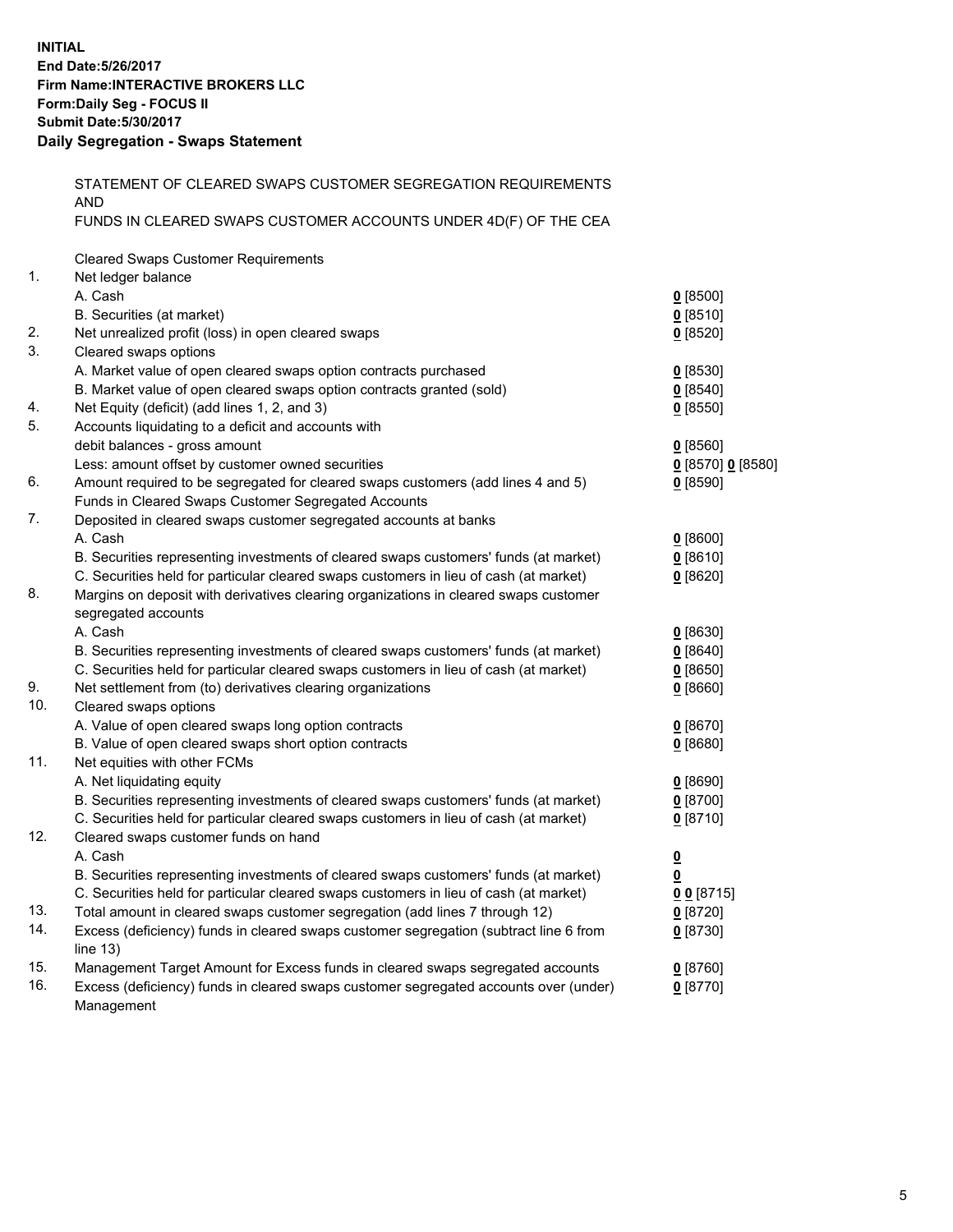**INITIAL**
**End Date:5/26/2017**
**Firm Name:INTERACTIVE BROKERS LLC**
**Form:Daily Seg - FOCUS II**
**Submit Date:5/30/2017**
**Daily Segregation - Swaps Statement**

STATEMENT OF CLEARED SWAPS CUSTOMER SEGREGATION REQUIREMENTS AND FUNDS IN CLEARED SWAPS CUSTOMER ACCOUNTS UNDER 4D(F) OF THE CEA

| | | |
|---|---|---|
| | Cleared Swaps Customer Requirements | |
| 1. | Net ledger balance | |
| | A. Cash | 0 [8500] |
| | B. Securities (at market) | 0 [8510] |
| 2. | Net unrealized profit (loss) in open cleared swaps | 0 [8520] |
| 3. | Cleared swaps options | |
| | A. Market value of open cleared swaps option contracts purchased | 0 [8530] |
| | B. Market value of open cleared swaps option contracts granted (sold) | 0 [8540] |
| 4. | Net Equity (deficit) (add lines 1, 2, and 3) | 0 [8550] |
| 5. | Accounts liquidating to a deficit and accounts with debit balances - gross amount | 0 [8560] |
| | Less: amount offset by customer owned securities | 0 [8570] 0 [8580] |
| 6. | Amount required to be segregated for cleared swaps customers (add lines 4 and 5) | 0 [8590] |
| | Funds in Cleared Swaps Customer Segregated Accounts | |
| 7. | Deposited in cleared swaps customer segregated accounts at banks | |
| | A. Cash | 0 [8600] |
| | B. Securities representing investments of cleared swaps customers' funds (at market) | 0 [8610] |
| | C. Securities held for particular cleared swaps customers in lieu of cash (at market) | 0 [8620] |
| 8. | Margins on deposit with derivatives clearing organizations in cleared swaps customer segregated accounts | |
| | A. Cash | 0 [8630] |
| | B. Securities representing investments of cleared swaps customers' funds (at market) | 0 [8640] |
| | C. Securities held for particular cleared swaps customers in lieu of cash (at market) | 0 [8650] |
| 9. | Net settlement from (to) derivatives clearing organizations | 0 [8660] |
| 10. | Cleared swaps options | |
| | A. Value of open cleared swaps long option contracts | 0 [8670] |
| | B. Value of open cleared swaps short option contracts | 0 [8680] |
| 11. | Net equities with other FCMs | |
| | A. Net liquidating equity | 0 [8690] |
| | B. Securities representing investments of cleared swaps customers' funds (at market) | 0 [8700] |
| | C. Securities held for particular cleared swaps customers in lieu of cash (at market) | 0 [8710] |
| 12. | Cleared swaps customer funds on hand | |
| | A. Cash | 0 |
| | B. Securities representing investments of cleared swaps customers' funds (at market) | 0 |
| | C. Securities held for particular cleared swaps customers in lieu of cash (at market) | 0 0 [8715] |
| 13. | Total amount in cleared swaps customer segregation (add lines 7 through 12) | 0 [8720] |
| 14. | Excess (deficiency) funds in cleared swaps customer segregation (subtract line 6 from line 13) | 0 [8730] |
| 15. | Management Target Amount for Excess funds in cleared swaps segregated accounts | 0 [8760] |
| 16. | Excess (deficiency) funds in cleared swaps customer segregated accounts over (under) Management | 0 [8770] |